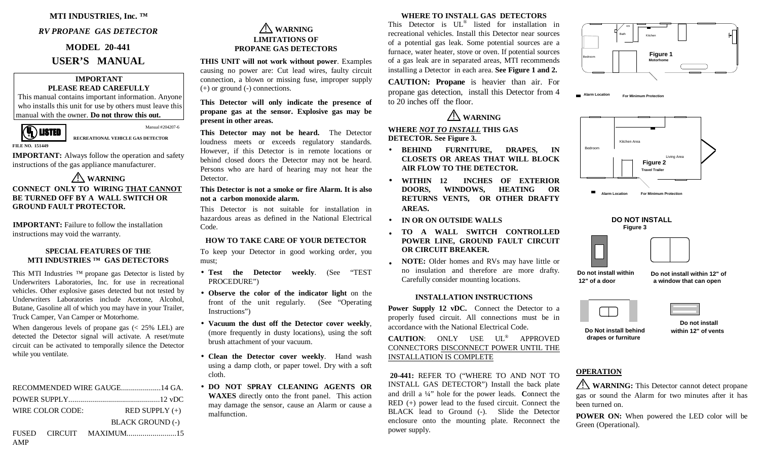**MTI INDUSTRIES, Inc. ™**

*RV PROPANE GAS DETECTOR*

# MODEL 20-441

# USER'S MANUAL

**IMPORTANT**
**PLEASE READ CAREFULLY**
This manual contains important information. Anyone who installs this unit for use by others must leave this manual with the owner. **Do not throw this out.**

UL LISTED

Manual #204207-6

RECREATIONAL VEHICLE GAS DETECTOR

FILE NO. 151449

**IMPORTANT:** Always follow the operation and safety instructions of the gas appliance manufacturer.

### ⚠ WARNING

**CONNECT ONLY TO WIRING THAT CANNOT BE TURNED OFF BY A WALL SWITCH OR GROUND FAULT PROTECTOR.**

**IMPORTANT:** Failure to follow the installation instructions may void the warranty.

### SPECIAL FEATURES OF THE MTI INDUSTRIES ™ GAS DETECTORS

This MTI Industries ™ propane gas Detector is listed by Underwriters Laboratories, Inc. for use in recreational vehicles. Other explosive gases detected but not tested by Underwriters Laboratories include Acetone, Alcohol, Butane, Gasoline all of which you may have in your Trailer, Truck Camper, Van Camper or Motorhome.

When dangerous levels of propane gas (< 25% LEL) are detected the Detector signal will activate. A reset/mute circuit can be activated to temporally silence the Detector while you ventilate.

RECOMMENDED WIRE GAUGE....................14 GA.
POWER SUPPLY.............................................12 vDC
WIRE COLOR CODE: RED SUPPLY (+)
BLACK GROUND (-)
FUSED CIRCUIT MAXIMUM.........................15 AMP

### ⚠ WARNING
### LIMITATIONS OF PROPANE GAS DETECTORS

**THIS UNIT will not work without power**. Examples causing no power are: Cut lead wires, faulty circuit connection, a blown or missing fuse, improper supply (+) or ground (-) connections.

**This Detector will only indicate the presence of propane gas at the sensor. Explosive gas may be present in other areas.**

**This Detector may not be heard.** The Detector loudness meets or exceeds regulatory standards. However, if this Detector is in remote locations or behind closed doors the Detector may not be heard. Persons who are hard of hearing may not hear the Detector.

**This Detector is not a smoke or fire Alarm. It is also not a carbon monoxide alarm.**

This Detector is not suitable for installation in hazardous areas as defined in the National Electrical Code.

### HOW TO TAKE CARE OF YOUR DETECTOR

To keep your Detector in good working order, you must;

- **Test the Detector weekly**. (See "TEST PROCEDURE")
- **Observe the color of the indicator light** on the front of the unit regularly. (See "Operating Instructions")
- **Vacuum the dust off the Detector cover weekly**, (more frequently in dusty locations), using the soft brush attachment of your vacuum.
- **Clean the Detector cover weekly**. Hand wash using a damp cloth, or paper towel. Dry with a soft cloth.
- **DO NOT SPRAY CLEANING AGENTS OR WAXES** directly onto the front panel. This action may damage the sensor, cause an Alarm or cause a malfunction.

### WHERE TO INSTALL GAS DETECTORS

This Detector is UL® listed for installation in recreational vehicles. Install this Detector near sources of a potential gas leak. Some potential sources are a furnace, water heater, stove or oven. If potential sources of a gas leak are in separated areas, MTI recommends installing a Detector in each area. **See Figure 1 and 2.**

**CAUTION: Propane** is heavier than air. For propane gas detection, install this Detector from 4 to 20 inches off the floor.

### ⚠ WARNING

**WHERE *NOT TO INSTALL* THIS GAS DETECTOR. See Figure 3.**

- **BEHIND FURNITURE, DRAPES, IN CLOSETS OR AREAS THAT WILL BLOCK AIR FLOW TO THE DETECTOR.**
- **WITHIN 12 INCHES OF EXTERIOR DOORS, WINDOWS, HEATING OR RETURNS VENTS, OR OTHER DRAFTY AREAS.**
- **IN OR ON OUTSIDE WALLS**
- **TO A WALL SWITCH CONTROLLED POWER LINE, GROUND FAULT CIRCUIT OR CIRCUIT BREAKER.**
- **NOTE:** Older homes and RVs may have little or no insulation and therefore are more drafty. Carefully consider mounting locations.

### INSTALLATION INSTRUCTIONS

**Power Supply 12 vDC.** Connect the Detector to a properly fused circuit. All connections must be in accordance with the National Electrical Code.

**CAUTION**: ONLY USE UL® APPROVED CONNECTORS DISCONNECT POWER UNTIL THE INSTALLATION IS COMPLETE

**20-441:** REFER TO ("WHERE TO AND NOT TO INSTALL GAS DETECTOR") Install the back plate and drill a ¼" hole for the power leads. **C**onnect the RED (+) power lead to the fused circuit. Connect the BLACK lead to Ground (-). Slide the Detector enclosure onto the mounting plate. Reconnect the power supply.

Bath · Kitchen · Bedroom

**Figure 1**
**Motorhome**

Alarm Location — For Minimum Protection

Kitchen Area · Bedroom · Living Area

**Figure 2**
**Travel Trailer**

Alarm Location — For Minimum Protection

**DO NOT INSTALL**
**Figure 3**

**Do not install within 12" of a door**

**Do not install within 12" of a window that can open**

**Do Not install behind drapes or furniture**

**Do not install within 12" of vents**

### OPERATION

⚠ **WARNING:** This Detector cannot detect propane gas or sound the Alarm for two minutes after it has been turned on.

**POWER ON:** When powered the LED color will be Green (Operational).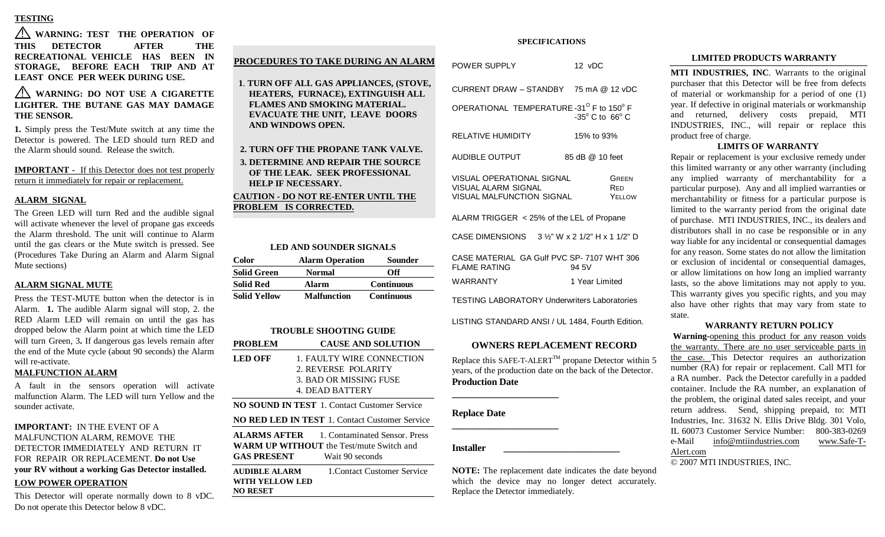## TESTING

**⚠ WARNING: TEST THE OPERATION OF THIS DETECTOR AFTER THE RECREATIONAL VEHICLE HAS BEEN IN STORAGE, BEFORE EACH TRIP AND AT LEAST ONCE PER WEEK DURING USE.**

**⚠ WARNING: DO NOT USE A CIGARETTE LIGHTER. THE BUTANE GAS MAY DAMAGE THE SENSOR.**

**1.** Simply press the Test/Mute switch at any time the Detector is powered. The LED should turn RED and the Alarm should sound. Release the switch.

**IMPORTANT -** If this Detector does not test properly return it immediately for repair or replacement.

## ALARM SIGNAL

The Green LED will turn Red and the audible signal will activate whenever the level of propane gas exceeds the Alarm threshold. The unit will continue to Alarm until the gas clears or the Mute switch is pressed. See (Procedures Take During an Alarm and Alarm Signal Mute sections)

## ALARM SIGNAL MUTE

Press the TEST-MUTE button when the detector is in Alarm. **1.** The audible Alarm signal will stop, 2. the RED Alarm LED will remain on until the gas has dropped below the Alarm point at which time the LED will turn Green, 3**.** If dangerous gas levels remain after the end of the Mute cycle (about 90 seconds) the Alarm will re-activate.

## MALFUNCTION ALARM

A fault in the sensors operation will activate malfunction Alarm. The LED will turn Yellow and the sounder activate.

**IMPORTANT:** IN THE EVENT OF A MALFUNCTION ALARM, REMOVE THE DETECTOR IMMEDIATELY AND RETURN IT FOR REPAIR OR REPLACEMENT. **Do not Use your RV without a working Gas Detector installed.**

## LOW POWER OPERATION

This Detector will operate normally down to 8 vDC. Do not operate this Detector below 8 vDC.

## PROCEDURES TO TAKE DURING AN ALARM

1. **TURN OFF ALL GAS APPLIANCES, (STOVE, HEATERS, FURNACE), EXTINGUISH ALL FLAMES AND SMOKING MATERIAL. EVACUATE THE UNIT, LEAVE DOORS AND WINDOWS OPEN.**
2. **TURN OFF THE PROPANE TANK VALVE.**
3. **DETERMINE AND REPAIR THE SOURCE OF THE LEAK. SEEK PROFESSIONAL HELP IF NECESSARY.**

**CAUTION - DO NOT RE-ENTER UNTIL THE PROBLEM IS CORRECTED.**

### LED AND SOUNDER SIGNALS

| Color | Alarm Operation | Sounder |
|---|---|---|
| **Solid Green** | **Normal** | **Off** |
| **Solid Red** | **Alarm** | **Continuous** |
| **Solid Yellow** | **Malfunction** | **Continuous** |

### TROUBLE SHOOTING GUIDE

| PROBLEM | CAUSE AND SOLUTION |
|---|---|
| **LED OFF** | 1. FAULTY WIRE CONNECTION<br>2. REVERSE POLARITY<br>3. BAD OR MISSING FUSE<br>4. DEAD BATTERY |
| **NO SOUND IN TEST** | 1. Contact Customer Service |
| **NO RED LED IN TEST** | 1. Contact Customer Service |
| **ALARMS AFTER WARM UP WITHOUT GAS PRESENT** | 1. Contaminated Sensor. Press the Test/mute Switch and Wait 90 seconds |
| **AUDIBLE ALARM WITH YELLOW LED NO RESET** | 1.Contact Customer Service |

### SPECIFICATIONS

| | |
|---|---|
| POWER SUPPLY | 12 vDC |
| CURRENT DRAW – STANDBY | 75 mA @ 12 vDC |
| OPERATIONAL TEMPERATURE | -31° F to 150° F<br>-35° C to 66° C |
| RELATIVE HUMIDITY | 15% to 93% |
| AUDIBLE OUTPUT | 85 dB @ 10 feet |
| VISUAL OPERATIONAL SIGNAL | GREEN |
| VISUAL ALARM SIGNAL | RED |
| VISUAL MALFUNCTION SIGNAL | YELLOW |
| ALARM TRIGGER | < 25% of the LEL of Propane |
| CASE DIMENSIONS | 3 ½" W x 2 1/2" H x 1 1/2" D |
| CASE MATERIAL | GA Gulf PVC SP- 7107 WHT 306 |
| FLAME RATING | 94 5V |
| WARRANTY | 1 Year Limited |
| TESTING LABORATORY | Underwriters Laboratories |
| LISTING STANDARD | ANSI / UL 1484, Fourth Edition. |

## OWNERS REPLACEMENT RECORD

Replace this SAFE-T-ALERT™ propane Detector within 5 years, of the production date on the back of the Detector.

**Production Date** ______________________

**Replace Date** ______________________

**Installer** ______________________

**NOTE:** The replacement date indicates the date beyond which the device may no longer detect accurately. Replace the Detector immediately.

### LIMITED PRODUCTS WARRANTY

**MTI INDUSTRIES, INC**. Warrants to the original purchaser that this Detector will be free from defects of material or workmanship for a period of one (1) year. If defective in original materials or workmanship and returned, delivery costs prepaid, MTI INDUSTRIES, INC., will repair or replace this product free of charge.

### LIMITS OF WARRANTY

Repair or replacement is your exclusive remedy under this limited warranty or any other warranty (including any implied warranty of merchantability for a particular purpose). Any and all implied warranties or merchantability or fitness for a particular purpose is limited to the warranty period from the original date of purchase. MTI INDUSTRIES, INC., its dealers and distributors shall in no case be responsible or in any way liable for any incidental or consequential damages for any reason. Some states do not allow the limitation or exclusion of incidental or consequential damages, or allow limitations on how long an implied warranty lasts, so the above limitations may not apply to you. This warranty gives you specific rights, and you may also have other rights that may vary from state to state.

### WARRANTY RETURN POLICY

**Warning**-opening this product for any reason voids the warranty. There are no user serviceable parts in the case. This Detector requires an authorization number (RA) for repair or replacement. Call MTI for a RA number. Pack the Detector carefully in a padded container. Include the RA number, an explanation of the problem, the original dated sales receipt, and your return address. Send, shipping prepaid, to: MTI Industries, Inc. 31632 N. Ellis Drive Bldg. 301 Volo, IL 60073 Customer Service Number: 800-383-0269 e-Mail info@mtiindustries.com www.Safe-T-Alert.com

© 2007 MTI INDUSTRIES, INC.